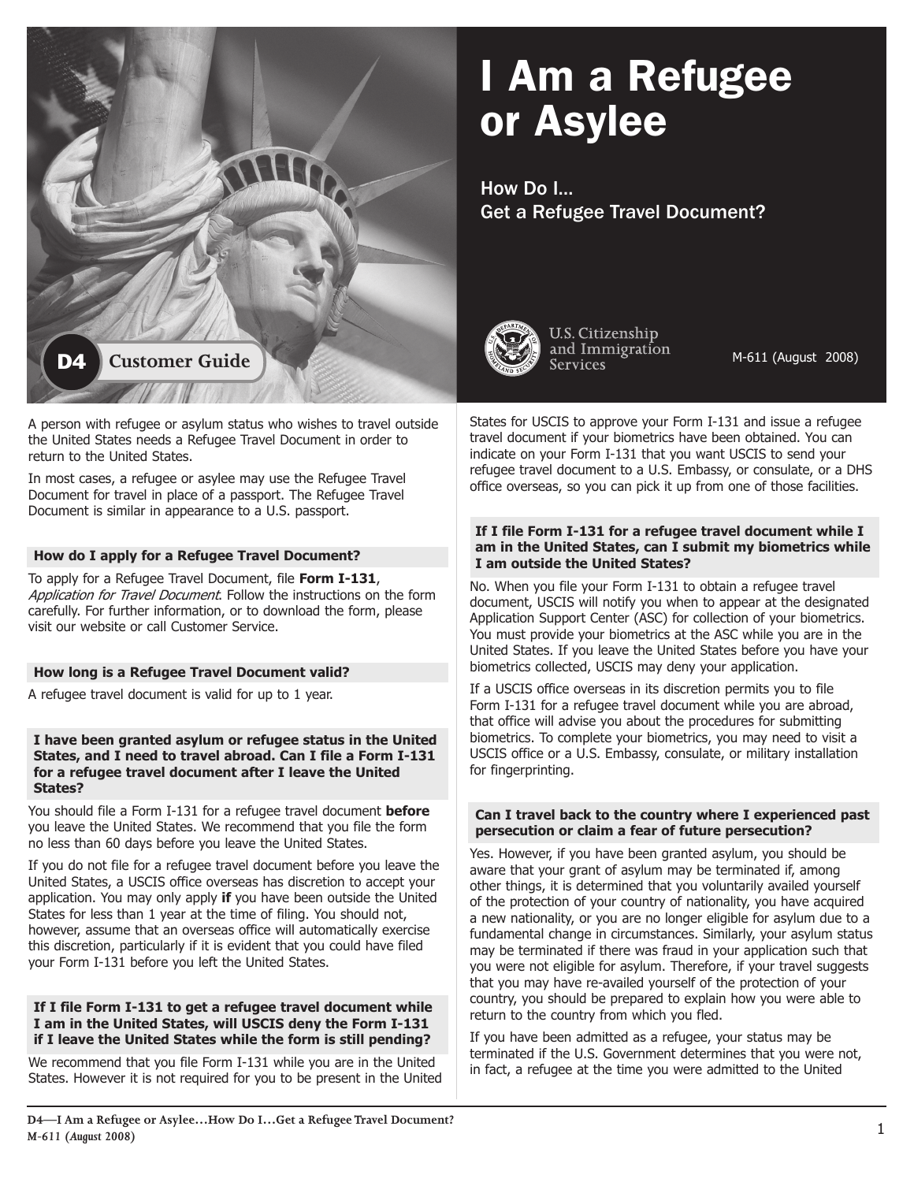# I Am a Refugee or Asylee

## How Do I… Get a Refugee Travel Document?

D4 Customer Guide

U.S. Citizenship and Immigration Services

M-611 (August 2008)

A person with refugee or asylum status who wishes to travel outside the United States needs a Refugee Travel Document in order to return to the United States.

In most cases, a refugee or asylee may use the Refugee Travel Document for travel in place of a passport. The Refugee Travel Document is similar in appearance to a U.S. passport.

### How do I apply for a Refugee Travel Document?

To apply for a Refugee Travel Document, file **Form I-131**, *Application for Travel Document*. Follow the instructions on the form carefully. For further information, or to download the form, please visit our website or call Customer Service.

### How long is a Refugee Travel Document valid?

A refugee travel document is valid for up to 1 year.

### I have been granted asylum or refugee status in the United States, and I need to travel abroad. Can I file a Form I-131 for a refugee travel document after I leave the United States?

You should file a Form I-131 for a refugee travel document **before** you leave the United States. We recommend that you file the form no less than 60 days before you leave the United States.

If you do not file for a refugee travel document before you leave the United States, a USCIS office overseas has discretion to accept your application. You may only apply **if** you have been outside the United States for less than 1 year at the time of filing. You should not, however, assume that an overseas office will automatically exercise this discretion, particularly if it is evident that you could have filed your Form I-131 before you left the United States.

### If I file Form I-131 to get a refugee travel document while I am in the United States, will USCIS deny the Form I-131 if I leave the United States while the form is still pending?

We recommend that you file Form I-131 while you are in the United States. However it is not required for you to be present in the United States for USCIS to approve your Form I-131 and issue a refugee travel document if your biometrics have been obtained. You can indicate on your Form I-131 that you want USCIS to send your refugee travel document to a U.S. Embassy, or consulate, or a DHS office overseas, so you can pick it up from one of those facilities.

### If I file Form I-131 for a refugee travel document while I am in the United States, can I submit my biometrics while I am outside the United States?

No. When you file your Form I-131 to obtain a refugee travel document, USCIS will notify you when to appear at the designated Application Support Center (ASC) for collection of your biometrics. You must provide your biometrics at the ASC while you are in the United States. If you leave the United States before you have your biometrics collected, USCIS may deny your application.

If a USCIS office overseas in its discretion permits you to file Form I-131 for a refugee travel document while you are abroad, that office will advise you about the procedures for submitting biometrics. To complete your biometrics, you may need to visit a USCIS office or a U.S. Embassy, consulate, or military installation for fingerprinting.

### Can I travel back to the country where I experienced past persecution or claim a fear of future persecution?

Yes. However, if you have been granted asylum, you should be aware that your grant of asylum may be terminated if, among other things, it is determined that you voluntarily availed yourself of the protection of your country of nationality, you have acquired a new nationality, or you are no longer eligible for asylum due to a fundamental change in circumstances. Similarly, your asylum status may be terminated if there was fraud in your application such that you were not eligible for asylum. Therefore, if your travel suggests that you may have re-availed yourself of the protection of your country, you should be prepared to explain how you were able to return to the country from which you fled.

If you have been admitted as a refugee, your status may be terminated if the U.S. Government determines that you were not, in fact, a refugee at the time you were admitted to the United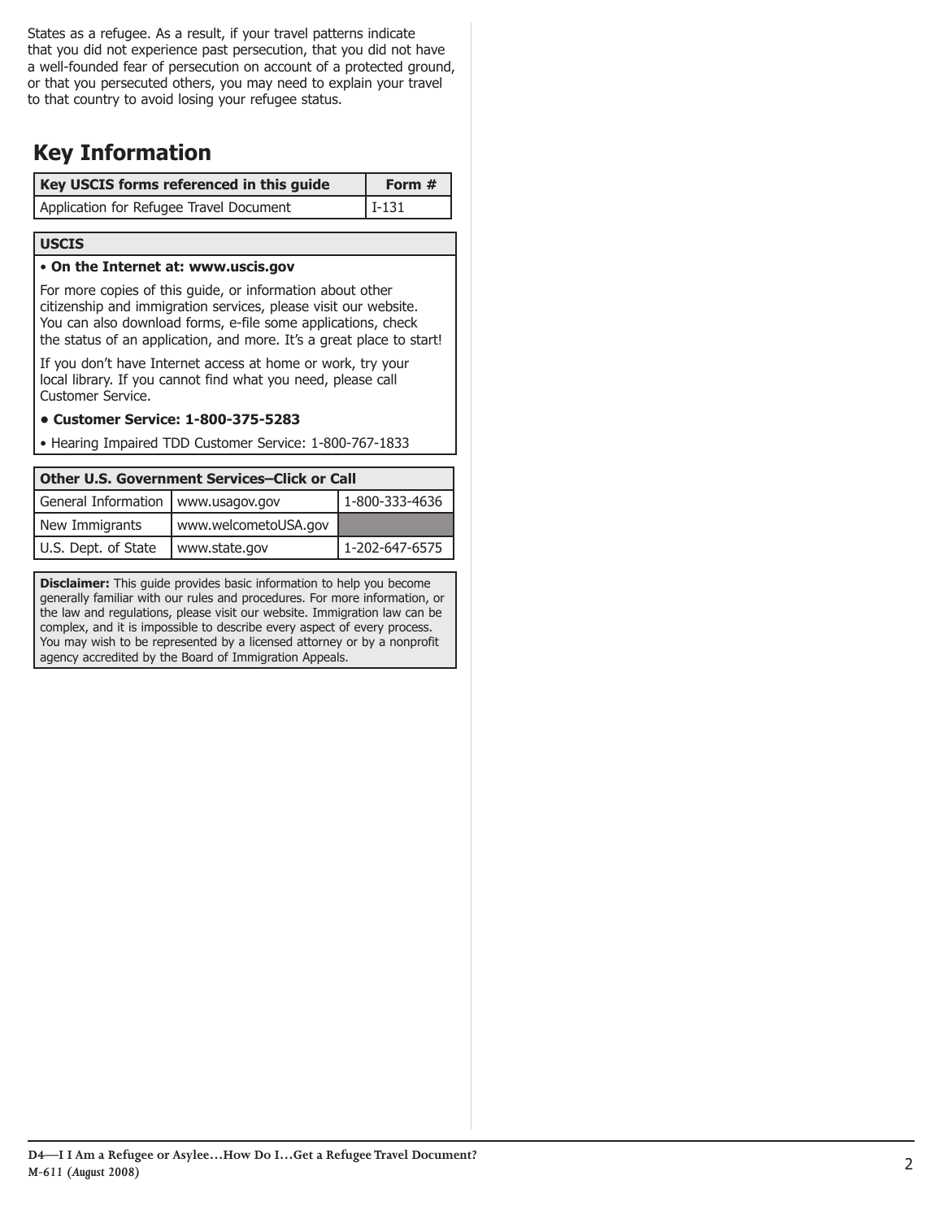States as a refugee. As a result, if your travel patterns indicate that you did not experience past persecution, that you did not have a well-founded fear of persecution on account of a protected ground, or that you persecuted others, you may need to explain your travel to that country to avoid losing your refugee status.

## Key Information

| Key USCIS forms referenced in this guide | Form # |
|---|---|
| Application for Refugee Travel Document | I-131 |

**USCIS**

- **On the Internet at: www.uscis.gov**

For more copies of this guide, or information about other citizenship and immigration services, please visit our website. You can also download forms, e-file some applications, check the status of an application, and more. It's a great place to start!

If you don't have Internet access at home or work, try your local library. If you cannot find what you need, please call Customer Service.

- **Customer Service: 1-800-375-5283**
- Hearing Impaired TDD Customer Service: 1-800-767-1833

| Other U.S. Government Services–Click or Call | | |
|---|---|---|
| General Information | www.usagov.gov | 1-800-333-4636 |
| New Immigrants | www.welcometoUSA.gov | |
| U.S. Dept. of State | www.state.gov | 1-202-647-6575 |

**Disclaimer:** This guide provides basic information to help you become generally familiar with our rules and procedures. For more information, or the law and regulations, please visit our website. Immigration law can be complex, and it is impossible to describe every aspect of every process. You may wish to be represented by a licensed attorney or by a nonprofit agency accredited by the Board of Immigration Appeals.